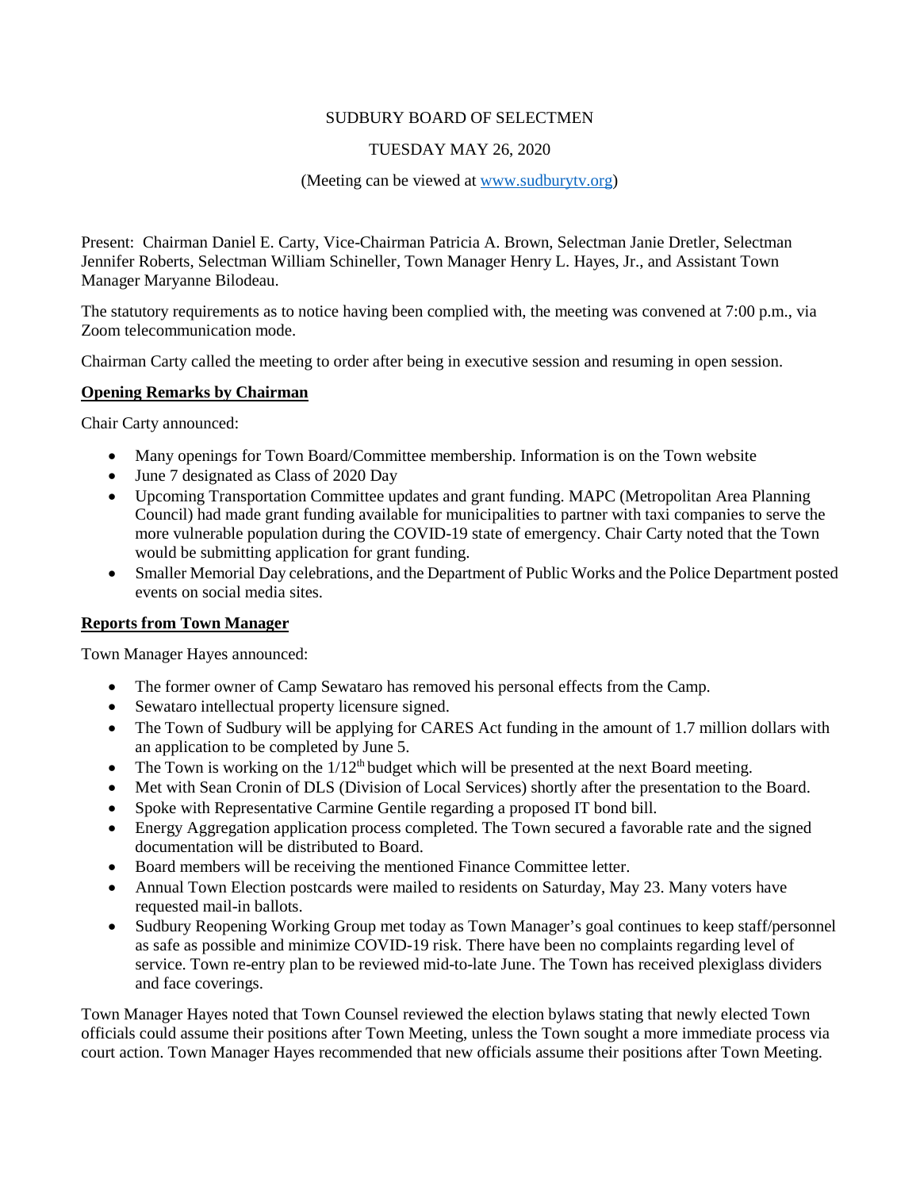SUDBURY BOARD OF SELECTMEN

TUESDAY MAY 26, 2020

(Meeting can be viewed at www.sudburytv.org)

Present: Chairman Daniel E. Carty, Vice-Chairman Patricia A. Brown, Selectman Janie Dretler, Selectman Jennifer Roberts, Selectman William Schineller, Town Manager Henry L. Hayes, Jr., and Assistant Town Manager Maryanne Bilodeau.

The statutory requirements as to notice having been complied with, the meeting was convened at 7:00 p.m., via Zoom telecommunication mode.

Chairman Carty called the meeting to order after being in executive session and resuming in open session.

**Opening Remarks by Chairman**

Chair Carty announced:

- Many openings for Town Board/Committee membership. Information is on the Town website
- June 7 designated as Class of 2020 Day
- Upcoming Transportation Committee updates and grant funding. MAPC (Metropolitan Area Planning Council) had made grant funding available for municipalities to partner with taxi companies to serve the more vulnerable population during the COVID-19 state of emergency. Chair Carty noted that the Town would be submitting application for grant funding.
- Smaller Memorial Day celebrations, and the Department of Public Works and the Police Department posted events on social media sites.

**Reports from Town Manager**

Town Manager Hayes announced:

- The former owner of Camp Sewataro has removed his personal effects from the Camp.
- Sewataro intellectual property licensure signed.
- The Town of Sudbury will be applying for CARES Act funding in the amount of 1.7 million dollars with an application to be completed by June 5.
- The Town is working on the 1/12th budget which will be presented at the next Board meeting.
- Met with Sean Cronin of DLS (Division of Local Services) shortly after the presentation to the Board.
- Spoke with Representative Carmine Gentile regarding a proposed IT bond bill.
- Energy Aggregation application process completed. The Town secured a favorable rate and the signed documentation will be distributed to Board.
- Board members will be receiving the mentioned Finance Committee letter.
- Annual Town Election postcards were mailed to residents on Saturday, May 23. Many voters have requested mail-in ballots.
- Sudbury Reopening Working Group met today as Town Manager's goal continues to keep staff/personnel as safe as possible and minimize COVID-19 risk. There have been no complaints regarding level of service. Town re-entry plan to be reviewed mid-to-late June. The Town has received plexiglass dividers and face coverings.

Town Manager Hayes noted that Town Counsel reviewed the election bylaws stating that newly elected Town officials could assume their positions after Town Meeting, unless the Town sought a more immediate process via court action. Town Manager Hayes recommended that new officials assume their positions after Town Meeting.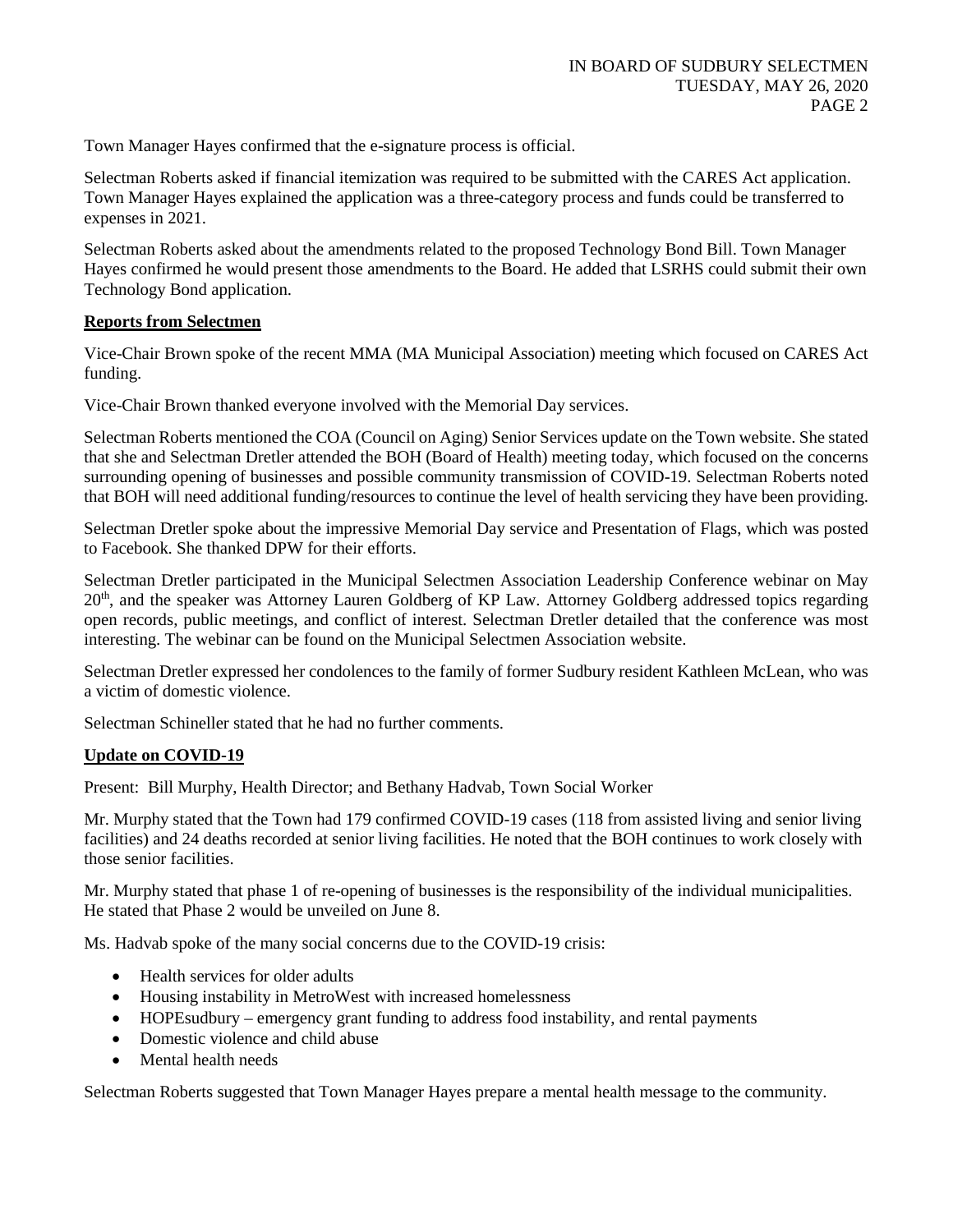Town Manager Hayes confirmed that the e-signature process is official.

Selectman Roberts asked if financial itemization was required to be submitted with the CARES Act application. Town Manager Hayes explained the application was a three-category process and funds could be transferred to expenses in 2021.

Selectman Roberts asked about the amendments related to the proposed Technology Bond Bill. Town Manager Hayes confirmed he would present those amendments to the Board. He added that LSRHS could submit their own Technology Bond application.

**Reports from Selectmen**

Vice-Chair Brown spoke of the recent MMA (MA Municipal Association) meeting which focused on CARES Act funding.

Vice-Chair Brown thanked everyone involved with the Memorial Day services.

Selectman Roberts mentioned the COA (Council on Aging) Senior Services update on the Town website. She stated that she and Selectman Dretler attended the BOH (Board of Health) meeting today, which focused on the concerns surrounding opening of businesses and possible community transmission of COVID-19. Selectman Roberts noted that BOH will need additional funding/resources to continue the level of health servicing they have been providing.

Selectman Dretler spoke about the impressive Memorial Day service and Presentation of Flags, which was posted to Facebook. She thanked DPW for their efforts.

Selectman Dretler participated in the Municipal Selectmen Association Leadership Conference webinar on May 20th, and the speaker was Attorney Lauren Goldberg of KP Law. Attorney Goldberg addressed topics regarding open records, public meetings, and conflict of interest. Selectman Dretler detailed that the conference was most interesting. The webinar can be found on the Municipal Selectmen Association website.

Selectman Dretler expressed her condolences to the family of former Sudbury resident Kathleen McLean, who was a victim of domestic violence.

Selectman Schineller stated that he had no further comments.

**Update on COVID-19**

Present: Bill Murphy, Health Director; and Bethany Hadvab, Town Social Worker

Mr. Murphy stated that the Town had 179 confirmed COVID-19 cases (118 from assisted living and senior living facilities) and 24 deaths recorded at senior living facilities. He noted that the BOH continues to work closely with those senior facilities.

Mr. Murphy stated that phase 1 of re-opening of businesses is the responsibility of the individual municipalities. He stated that Phase 2 would be unveiled on June 8.

Ms. Hadvab spoke of the many social concerns due to the COVID-19 crisis:

- Health services for older adults
- Housing instability in MetroWest with increased homelessness
- HOPEsudbury – emergency grant funding to address food instability, and rental payments
- Domestic violence and child abuse
- Mental health needs

Selectman Roberts suggested that Town Manager Hayes prepare a mental health message to the community.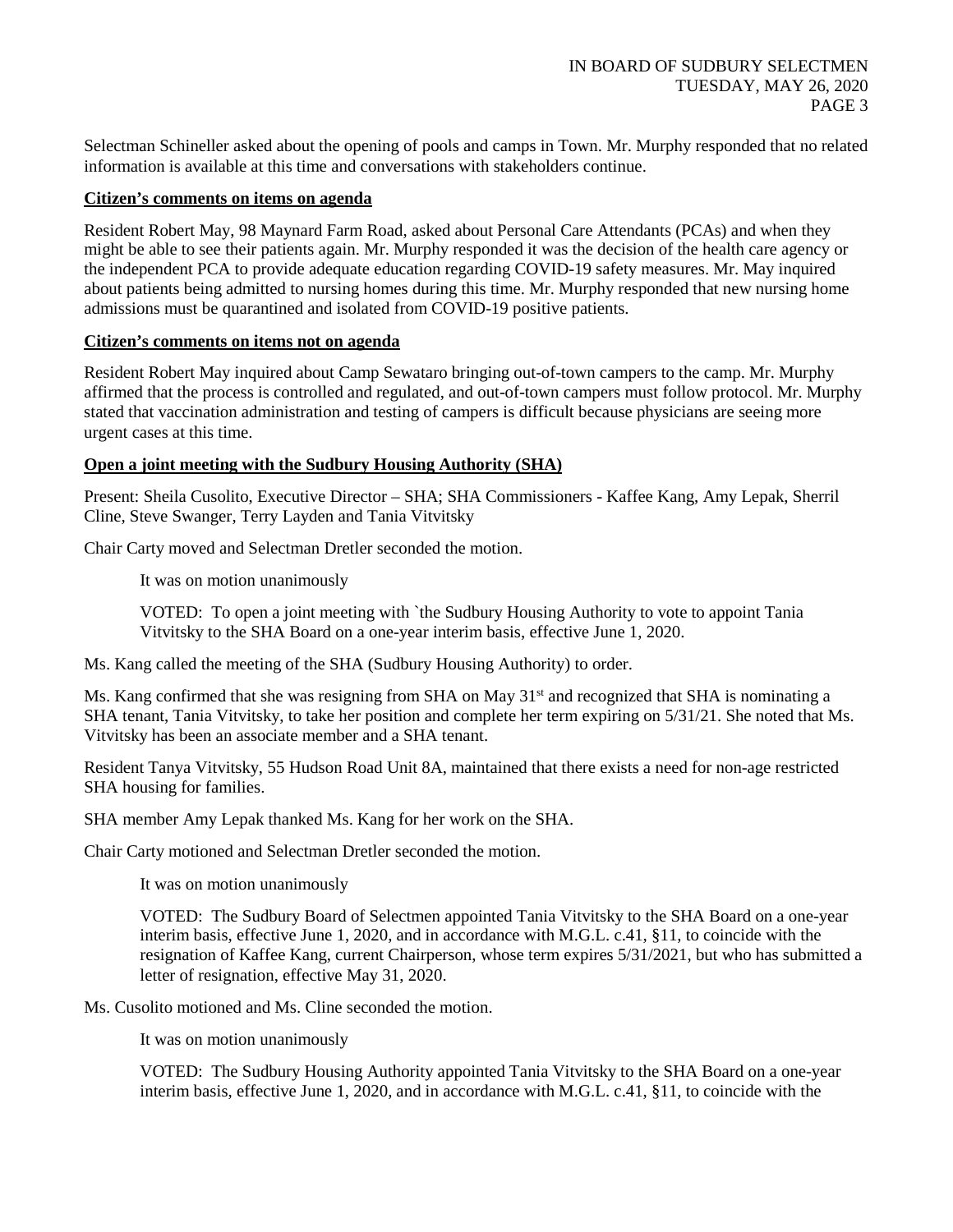Selectman Schineller asked about the opening of pools and camps in Town. Mr. Murphy responded that no related information is available at this time and conversations with stakeholders continue.

**Citizen's comments on items on agenda**

Resident Robert May, 98 Maynard Farm Road, asked about Personal Care Attendants (PCAs) and when they might be able to see their patients again. Mr. Murphy responded it was the decision of the health care agency or the independent PCA to provide adequate education regarding COVID-19 safety measures. Mr. May inquired about patients being admitted to nursing homes during this time. Mr. Murphy responded that new nursing home admissions must be quarantined and isolated from COVID-19 positive patients.

**Citizen's comments on items not on agenda**

Resident Robert May inquired about Camp Sewataro bringing out-of-town campers to the camp. Mr. Murphy affirmed that the process is controlled and regulated, and out-of-town campers must follow protocol. Mr. Murphy stated that vaccination administration and testing of campers is difficult because physicians are seeing more urgent cases at this time.

**Open a joint meeting with the Sudbury Housing Authority (SHA)**

Present: Sheila Cusolito, Executive Director – SHA; SHA Commissioners - Kaffee Kang, Amy Lepak, Sherril Cline, Steve Swanger, Terry Layden and Tania Vitvitsky

Chair Carty moved and Selectman Dretler seconded the motion.

> It was on motion unanimously
>
> VOTED: To open a joint meeting with `the Sudbury Housing Authority to vote to appoint Tania Vitvitsky to the SHA Board on a one-year interim basis, effective June 1, 2020.

Ms. Kang called the meeting of the SHA (Sudbury Housing Authority) to order.

Ms. Kang confirmed that she was resigning from SHA on May 31st and recognized that SHA is nominating a SHA tenant, Tania Vitvitsky, to take her position and complete her term expiring on 5/31/21. She noted that Ms. Vitvitsky has been an associate member and a SHA tenant.

Resident Tanya Vitvitsky, 55 Hudson Road Unit 8A, maintained that there exists a need for non-age restricted SHA housing for families.

SHA member Amy Lepak thanked Ms. Kang for her work on the SHA.

Chair Carty motioned and Selectman Dretler seconded the motion.

> It was on motion unanimously
>
> VOTED: The Sudbury Board of Selectmen appointed Tania Vitvitsky to the SHA Board on a one-year interim basis, effective June 1, 2020, and in accordance with M.G.L. c.41, §11, to coincide with the resignation of Kaffee Kang, current Chairperson, whose term expires 5/31/2021, but who has submitted a letter of resignation, effective May 31, 2020.

Ms. Cusolito motioned and Ms. Cline seconded the motion.

> It was on motion unanimously
>
> VOTED: The Sudbury Housing Authority appointed Tania Vitvitsky to the SHA Board on a one-year interim basis, effective June 1, 2020, and in accordance with M.G.L. c.41, §11, to coincide with the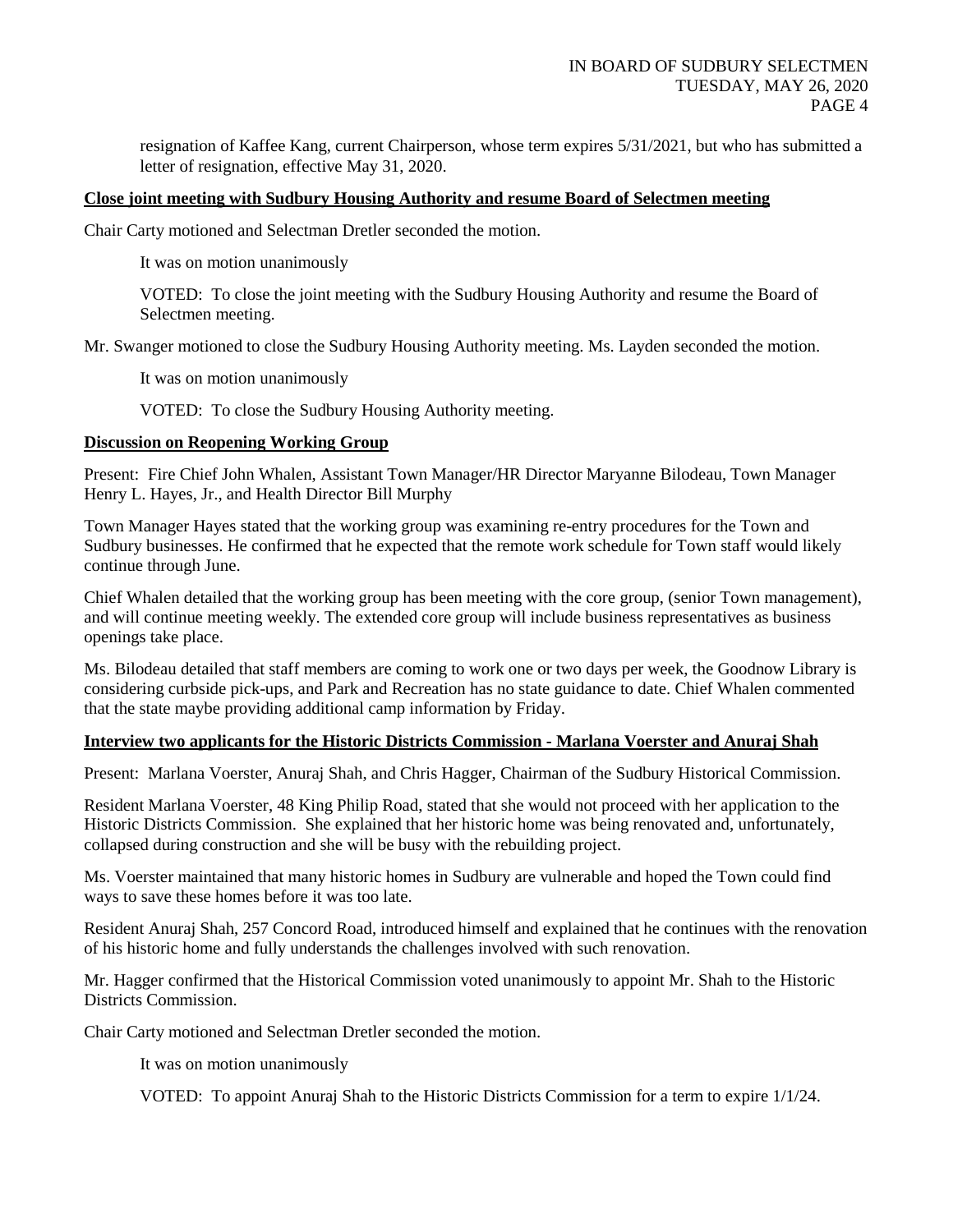resignation of Kaffee Kang, current Chairperson, whose term expires 5/31/2021, but who has submitted a letter of resignation, effective May 31, 2020.

**Close joint meeting with Sudbury Housing Authority and resume Board of Selectmen meeting**

Chair Carty motioned and Selectman Dretler seconded the motion.

It was on motion unanimously

VOTED: To close the joint meeting with the Sudbury Housing Authority and resume the Board of Selectmen meeting.

Mr. Swanger motioned to close the Sudbury Housing Authority meeting. Ms. Layden seconded the motion.

It was on motion unanimously

VOTED: To close the Sudbury Housing Authority meeting.

**Discussion on Reopening Working Group**

Present: Fire Chief John Whalen, Assistant Town Manager/HR Director Maryanne Bilodeau, Town Manager Henry L. Hayes, Jr., and Health Director Bill Murphy

Town Manager Hayes stated that the working group was examining re-entry procedures for the Town and Sudbury businesses. He confirmed that he expected that the remote work schedule for Town staff would likely continue through June.

Chief Whalen detailed that the working group has been meeting with the core group, (senior Town management), and will continue meeting weekly. The extended core group will include business representatives as business openings take place.

Ms. Bilodeau detailed that staff members are coming to work one or two days per week, the Goodnow Library is considering curbside pick-ups, and Park and Recreation has no state guidance to date. Chief Whalen commented that the state maybe providing additional camp information by Friday.

**Interview two applicants for the Historic Districts Commission - Marlana Voerster and Anuraj Shah**

Present: Marlana Voerster, Anuraj Shah, and Chris Hagger, Chairman of the Sudbury Historical Commission.

Resident Marlana Voerster, 48 King Philip Road, stated that she would not proceed with her application to the Historic Districts Commission. She explained that her historic home was being renovated and, unfortunately, collapsed during construction and she will be busy with the rebuilding project.

Ms. Voerster maintained that many historic homes in Sudbury are vulnerable and hoped the Town could find ways to save these homes before it was too late.

Resident Anuraj Shah, 257 Concord Road, introduced himself and explained that he continues with the renovation of his historic home and fully understands the challenges involved with such renovation.

Mr. Hagger confirmed that the Historical Commission voted unanimously to appoint Mr. Shah to the Historic Districts Commission.

Chair Carty motioned and Selectman Dretler seconded the motion.

It was on motion unanimously

VOTED: To appoint Anuraj Shah to the Historic Districts Commission for a term to expire 1/1/24.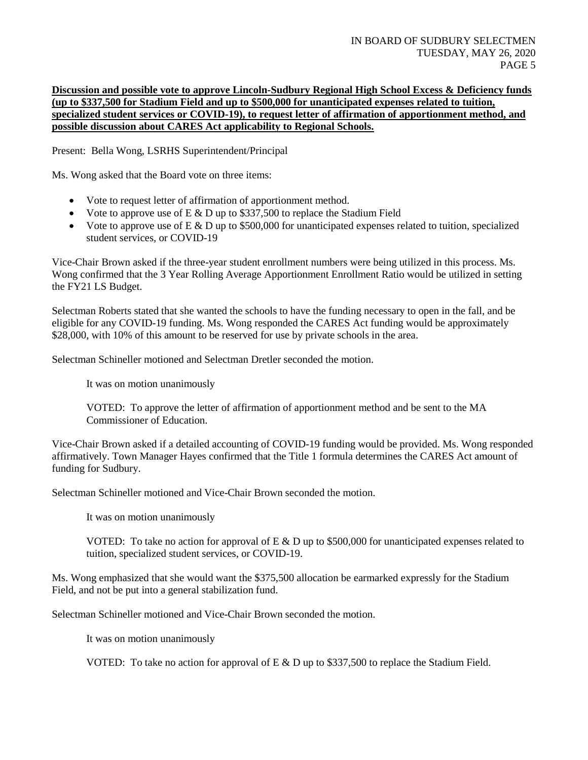**Discussion and possible vote to approve Lincoln-Sudbury Regional High School Excess & Deficiency funds (up to $337,500 for Stadium Field and up to $500,000 for unanticipated expenses related to tuition, specialized student services or COVID-19), to request letter of affirmation of apportionment method, and possible discussion about CARES Act applicability to Regional Schools.**

Present: Bella Wong, LSRHS Superintendent/Principal

Ms. Wong asked that the Board vote on three items:

- Vote to request letter of affirmation of apportionment method.
- Vote to approve use of E & D up to $337,500 to replace the Stadium Field
- Vote to approve use of E & D up to $500,000 for unanticipated expenses related to tuition, specialized student services, or COVID-19

Vice-Chair Brown asked if the three-year student enrollment numbers were being utilized in this process. Ms. Wong confirmed that the 3 Year Rolling Average Apportionment Enrollment Ratio would be utilized in setting the FY21 LS Budget.

Selectman Roberts stated that she wanted the schools to have the funding necessary to open in the fall, and be eligible for any COVID-19 funding. Ms. Wong responded the CARES Act funding would be approximately $28,000, with 10% of this amount to be reserved for use by private schools in the area.

Selectman Schineller motioned and Selectman Dretler seconded the motion.

It was on motion unanimously

VOTED: To approve the letter of affirmation of apportionment method and be sent to the MA Commissioner of Education.

Vice-Chair Brown asked if a detailed accounting of COVID-19 funding would be provided. Ms. Wong responded affirmatively. Town Manager Hayes confirmed that the Title 1 formula determines the CARES Act amount of funding for Sudbury.

Selectman Schineller motioned and Vice-Chair Brown seconded the motion.

It was on motion unanimously

VOTED: To take no action for approval of E & D up to $500,000 for unanticipated expenses related to tuition, specialized student services, or COVID-19.

Ms. Wong emphasized that she would want the $375,500 allocation be earmarked expressly for the Stadium Field, and not be put into a general stabilization fund.

Selectman Schineller motioned and Vice-Chair Brown seconded the motion.

It was on motion unanimously

VOTED: To take no action for approval of E & D up to $337,500 to replace the Stadium Field.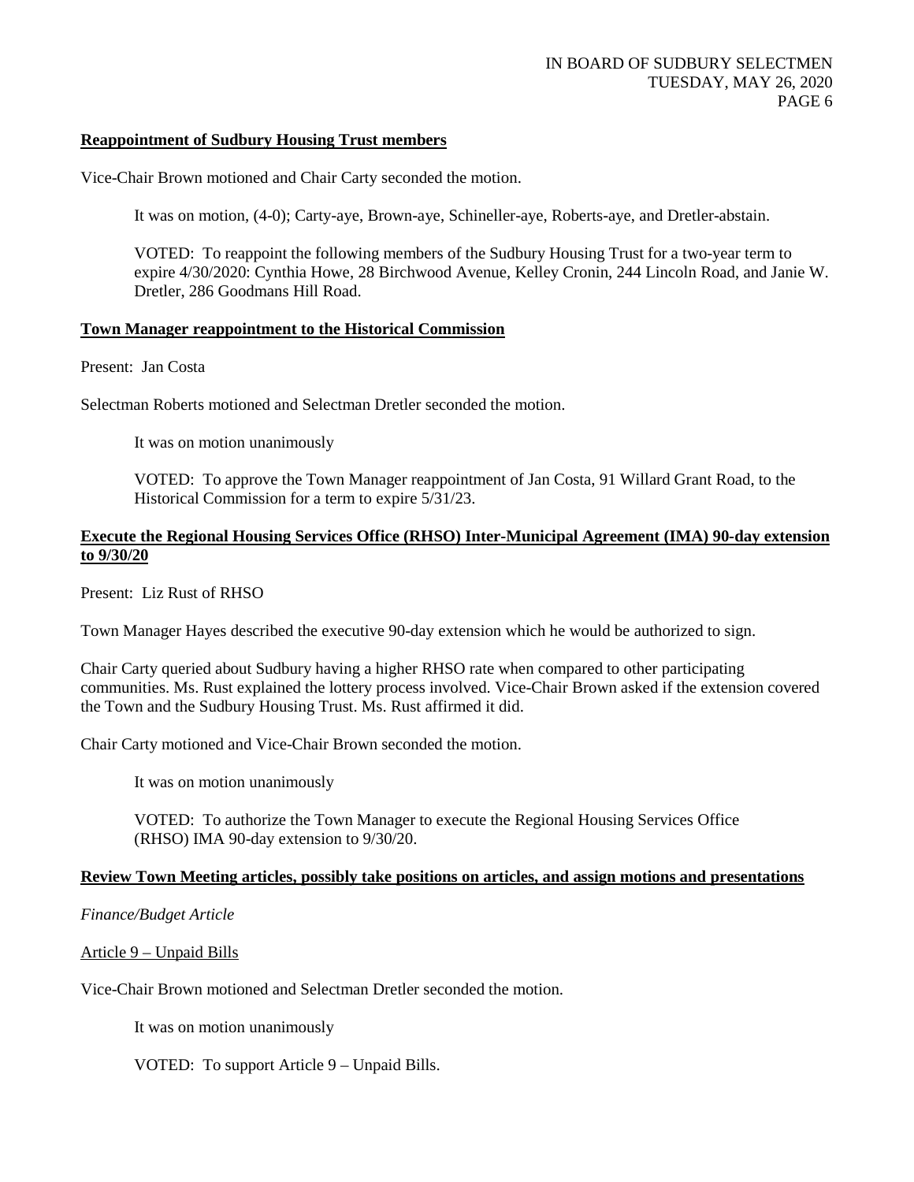**Reappointment of Sudbury Housing Trust members**

Vice-Chair Brown motioned and Chair Carty seconded the motion.

It was on motion, (4-0); Carty-aye, Brown-aye, Schineller-aye, Roberts-aye, and Dretler-abstain.

VOTED: To reappoint the following members of the Sudbury Housing Trust for a two-year term to expire 4/30/2020: Cynthia Howe, 28 Birchwood Avenue, Kelley Cronin, 244 Lincoln Road, and Janie W. Dretler, 286 Goodmans Hill Road.

**Town Manager reappointment to the Historical Commission**

Present: Jan Costa

Selectman Roberts motioned and Selectman Dretler seconded the motion.

It was on motion unanimously

VOTED: To approve the Town Manager reappointment of Jan Costa, 91 Willard Grant Road, to the Historical Commission for a term to expire 5/31/23.

**Execute the Regional Housing Services Office (RHSO) Inter-Municipal Agreement (IMA) 90-day extension to 9/30/20**

Present: Liz Rust of RHSO

Town Manager Hayes described the executive 90-day extension which he would be authorized to sign.

Chair Carty queried about Sudbury having a higher RHSO rate when compared to other participating communities. Ms. Rust explained the lottery process involved. Vice-Chair Brown asked if the extension covered the Town and the Sudbury Housing Trust. Ms. Rust affirmed it did.

Chair Carty motioned and Vice-Chair Brown seconded the motion.

It was on motion unanimously

VOTED: To authorize the Town Manager to execute the Regional Housing Services Office (RHSO) IMA 90-day extension to 9/30/20.

**Review Town Meeting articles, possibly take positions on articles, and assign motions and presentations**

*Finance/Budget Article*

Article 9 – Unpaid Bills

Vice-Chair Brown motioned and Selectman Dretler seconded the motion.

It was on motion unanimously

VOTED: To support Article 9 – Unpaid Bills.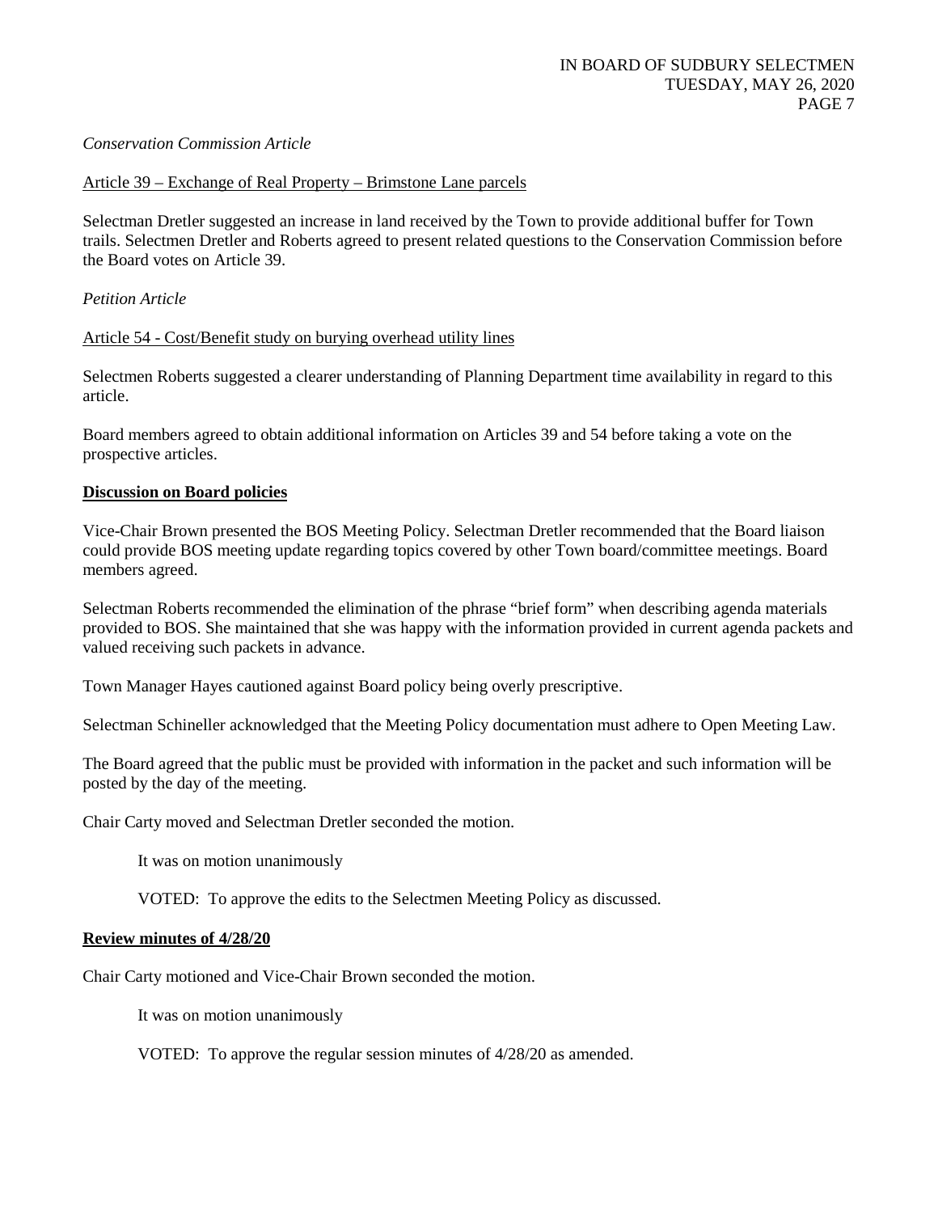*Conservation Commission Article*

Article 39 – Exchange of Real Property – Brimstone Lane parcels

Selectman Dretler suggested an increase in land received by the Town to provide additional buffer for Town trails. Selectmen Dretler and Roberts agreed to present related questions to the Conservation Commission before the Board votes on Article 39.

*Petition Article*

Article 54 - Cost/Benefit study on burying overhead utility lines

Selectmen Roberts suggested a clearer understanding of Planning Department time availability in regard to this article.

Board members agreed to obtain additional information on Articles 39 and 54 before taking a vote on the prospective articles.

**Discussion on Board policies**

Vice-Chair Brown presented the BOS Meeting Policy. Selectman Dretler recommended that the Board liaison could provide BOS meeting update regarding topics covered by other Town board/committee meetings. Board members agreed.

Selectman Roberts recommended the elimination of the phrase "brief form" when describing agenda materials provided to BOS. She maintained that she was happy with the information provided in current agenda packets and valued receiving such packets in advance.

Town Manager Hayes cautioned against Board policy being overly prescriptive.

Selectman Schineller acknowledged that the Meeting Policy documentation must adhere to Open Meeting Law.

The Board agreed that the public must be provided with information in the packet and such information will be posted by the day of the meeting.

Chair Carty moved and Selectman Dretler seconded the motion.

It was on motion unanimously

VOTED: To approve the edits to the Selectmen Meeting Policy as discussed.

**Review minutes of 4/28/20**

Chair Carty motioned and Vice-Chair Brown seconded the motion.

It was on motion unanimously

VOTED: To approve the regular session minutes of 4/28/20 as amended.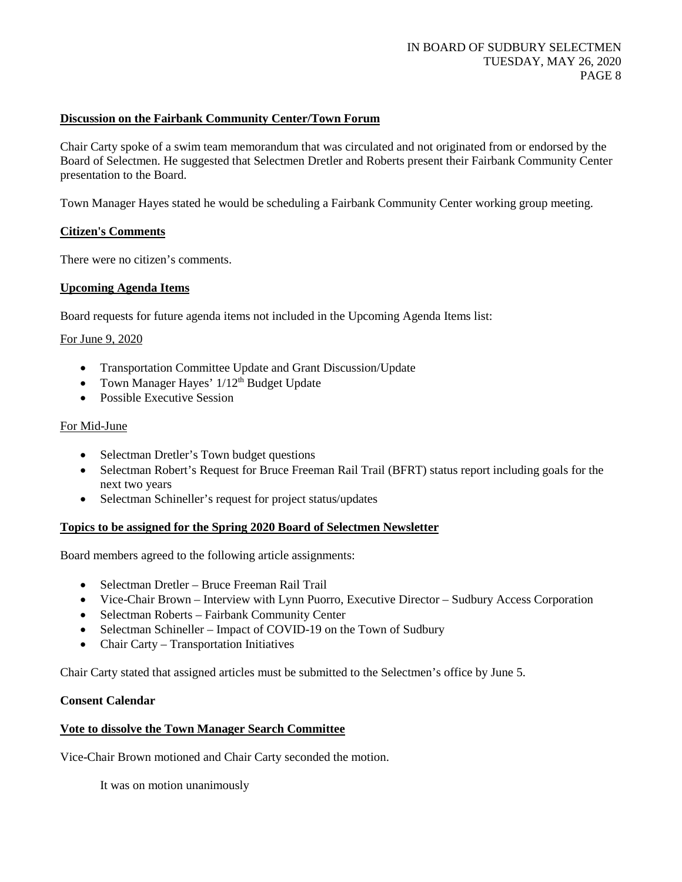**Discussion on the Fairbank Community Center/Town Forum**

Chair Carty spoke of a swim team memorandum that was circulated and not originated from or endorsed by the Board of Selectmen. He suggested that Selectmen Dretler and Roberts present their Fairbank Community Center presentation to the Board.

Town Manager Hayes stated he would be scheduling a Fairbank Community Center working group meeting.

**Citizen's Comments**

There were no citizen's comments.

**Upcoming Agenda Items**

Board requests for future agenda items not included in the Upcoming Agenda Items list:

For June 9, 2020

- Transportation Committee Update and Grant Discussion/Update
- Town Manager Hayes' 1/12th Budget Update
- Possible Executive Session

For Mid-June

- Selectman Dretler's Town budget questions
- Selectman Robert's Request for Bruce Freeman Rail Trail (BFRT) status report including goals for the next two years
- Selectman Schineller's request for project status/updates

**Topics to be assigned for the Spring 2020 Board of Selectmen Newsletter**

Board members agreed to the following article assignments:

- Selectman Dretler – Bruce Freeman Rail Trail
- Vice-Chair Brown – Interview with Lynn Puorro, Executive Director – Sudbury Access Corporation
- Selectman Roberts – Fairbank Community Center
- Selectman Schineller – Impact of COVID-19 on the Town of Sudbury
- Chair Carty – Transportation Initiatives

Chair Carty stated that assigned articles must be submitted to the Selectmen's office by June 5.

**Consent Calendar**

**Vote to dissolve the Town Manager Search Committee**

Vice-Chair Brown motioned and Chair Carty seconded the motion.

It was on motion unanimously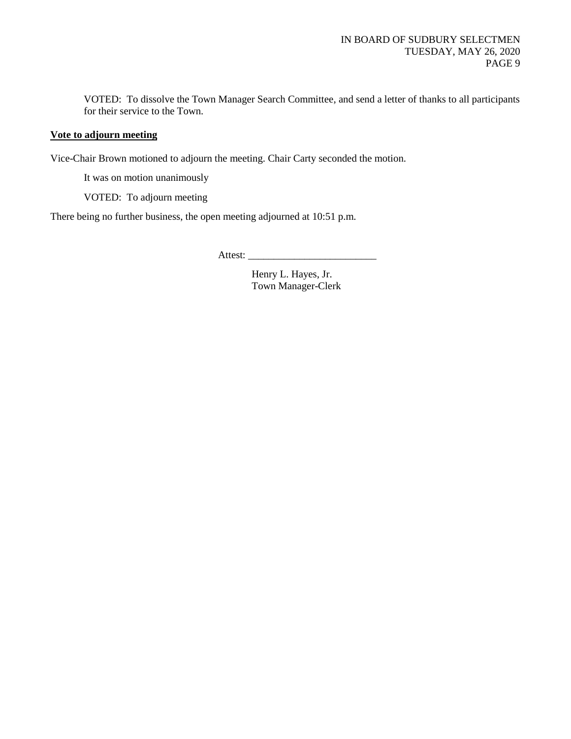VOTED: To dissolve the Town Manager Search Committee, and send a letter of thanks to all participants for their service to the Town.

**Vote to adjourn meeting**

Vice-Chair Brown motioned to adjourn the meeting. Chair Carty seconded the motion.

It was on motion unanimously

VOTED: To adjourn meeting

There being no further business, the open meeting adjourned at 10:51 p.m.

Attest: _________________________

Henry L. Hayes, Jr.
Town Manager-Clerk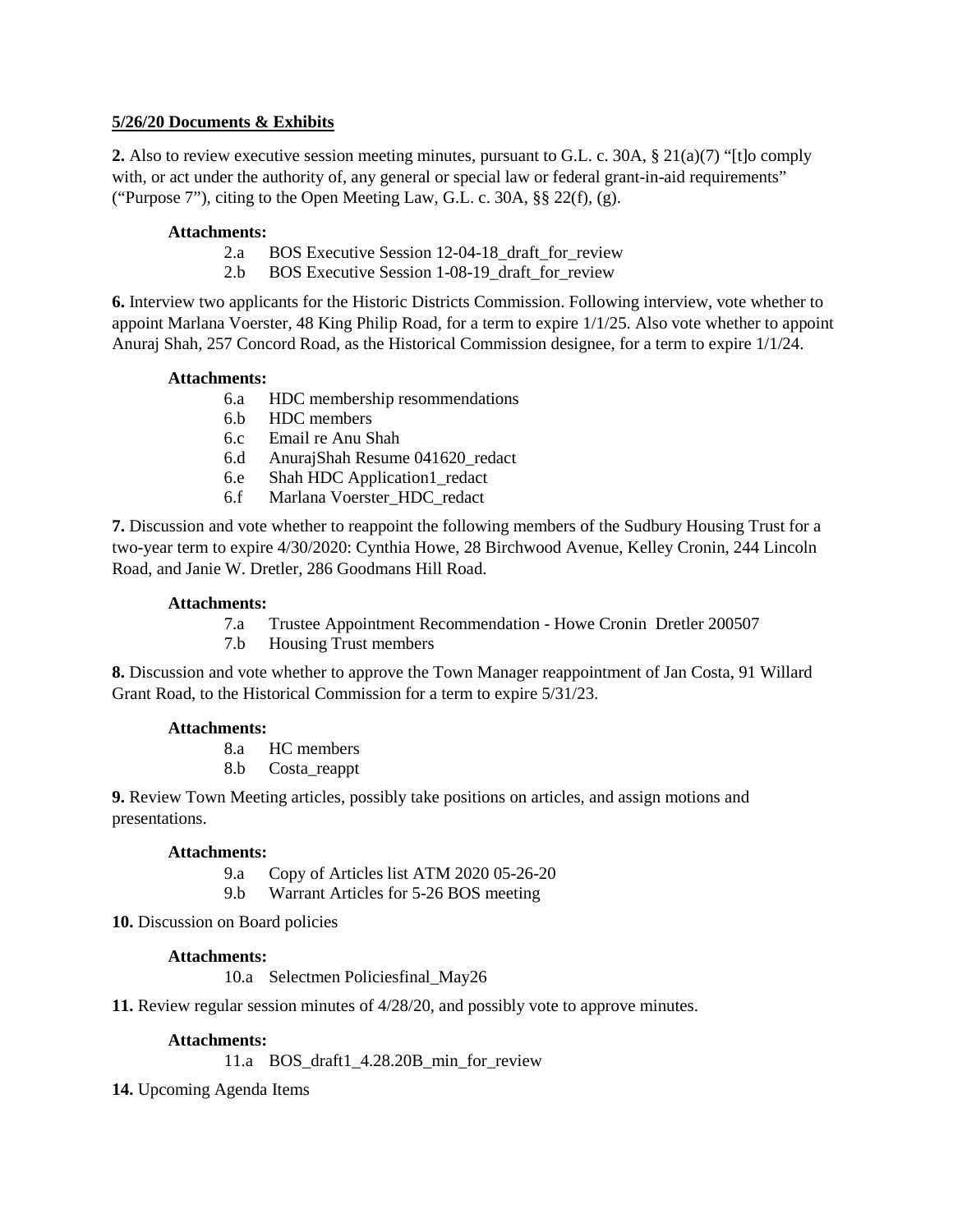**5/26/20 Documents & Exhibits**

**2.** Also to review executive session meeting minutes, pursuant to G.L. c. 30A, § 21(a)(7) "[t]o comply with, or act under the authority of, any general or special law or federal grant-in-aid requirements" ("Purpose 7"), citing to the Open Meeting Law, G.L. c. 30A, §§ 22(f), (g).

**Attachments:**

- 2.a BOS Executive Session 12-04-18_draft_for_review
- 2.b BOS Executive Session 1-08-19_draft_for_review

**6.** Interview two applicants for the Historic Districts Commission. Following interview, vote whether to appoint Marlana Voerster, 48 King Philip Road, for a term to expire 1/1/25. Also vote whether to appoint Anuraj Shah, 257 Concord Road, as the Historical Commission designee, for a term to expire 1/1/24.

**Attachments:**

- 6.a HDC membership resommendations
- 6.b HDC members
- 6.c Email re Anu Shah
- 6.d AnurajShah Resume 041620_redact
- 6.e Shah HDC Application1_redact
- 6.f Marlana Voerster_HDC_redact

**7.** Discussion and vote whether to reappoint the following members of the Sudbury Housing Trust for a two-year term to expire 4/30/2020: Cynthia Howe, 28 Birchwood Avenue, Kelley Cronin, 244 Lincoln Road, and Janie W. Dretler, 286 Goodmans Hill Road.

**Attachments:**

- 7.a Trustee Appointment Recommendation - Howe Cronin Dretler 200507
- 7.b Housing Trust members

**8.** Discussion and vote whether to approve the Town Manager reappointment of Jan Costa, 91 Willard Grant Road, to the Historical Commission for a term to expire 5/31/23.

**Attachments:**

- 8.a HC members
- 8.b Costa_reappt

**9.** Review Town Meeting articles, possibly take positions on articles, and assign motions and presentations.

**Attachments:**

- 9.a Copy of Articles list ATM 2020 05-26-20
- 9.b Warrant Articles for 5-26 BOS meeting

**10.** Discussion on Board policies

**Attachments:**

- 10.a Selectmen Policiesfinal_May26

**11.** Review regular session minutes of 4/28/20, and possibly vote to approve minutes.

**Attachments:**

- 11.a BOS_draft1_4.28.20B_min_for_review

**14.** Upcoming Agenda Items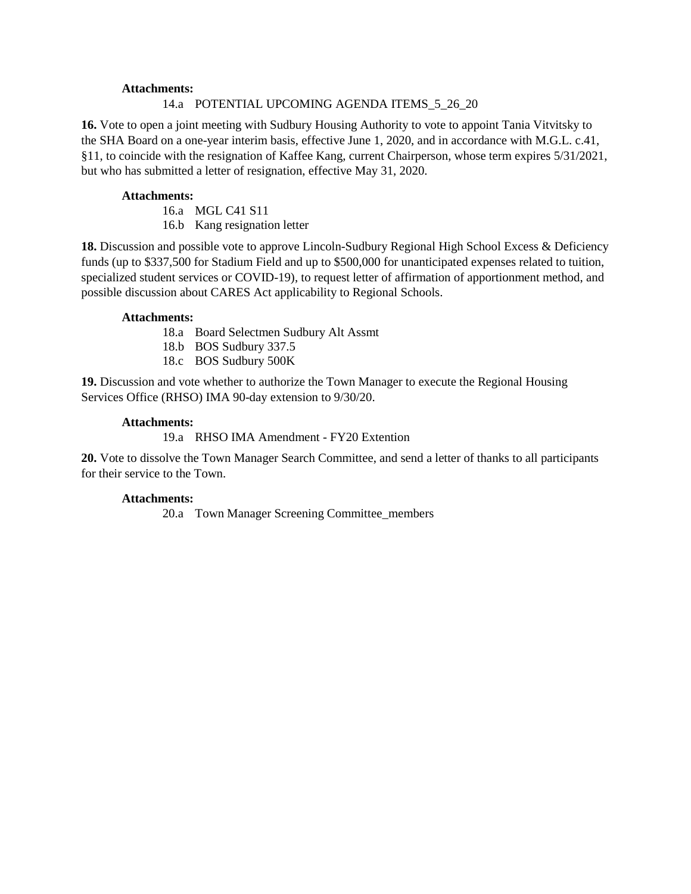**Attachments:**

14.a POTENTIAL UPCOMING AGENDA ITEMS_5_26_20

**16.** Vote to open a joint meeting with Sudbury Housing Authority to vote to appoint Tania Vitvitsky to the SHA Board on a one-year interim basis, effective June 1, 2020, and in accordance with M.G.L. c.41, §11, to coincide with the resignation of Kaffee Kang, current Chairperson, whose term expires 5/31/2021, but who has submitted a letter of resignation, effective May 31, 2020.

**Attachments:**

16.a MGL C41 S11
16.b Kang resignation letter

**18.** Discussion and possible vote to approve Lincoln-Sudbury Regional High School Excess & Deficiency funds (up to $337,500 for Stadium Field and up to $500,000 for unanticipated expenses related to tuition, specialized student services or COVID-19), to request letter of affirmation of apportionment method, and possible discussion about CARES Act applicability to Regional Schools.

**Attachments:**

18.a Board Selectmen Sudbury Alt Assmt
18.b BOS Sudbury 337.5
18.c BOS Sudbury 500K

**19.** Discussion and vote whether to authorize the Town Manager to execute the Regional Housing Services Office (RHSO) IMA 90-day extension to 9/30/20.

**Attachments:**

19.a RHSO IMA Amendment - FY20 Extention

**20.** Vote to dissolve the Town Manager Search Committee, and send a letter of thanks to all participants for their service to the Town.

**Attachments:**

20.a Town Manager Screening Committee_members